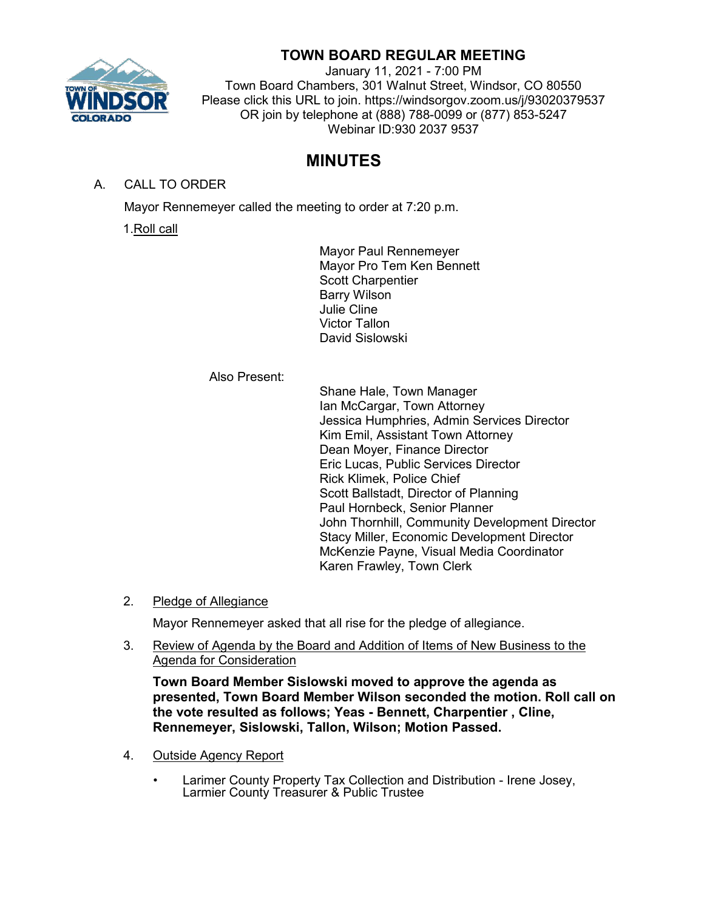# TOWN BOARD REGULAR MEETING

January 11, 2021 - 7:00 PM
Town Board Chambers, 301 Walnut Street, Windsor, CO 80550
Please click this URL to join. https://windsorgov.zoom.us/j/93020379537
OR join by telephone at (888) 788-0099 or (877) 853-5247
Webinar ID:930 2037 9537

## MINUTES

A. CALL TO ORDER

Mayor Rennemeyer called the meeting to order at 7:20 p.m.

1. Roll call

Mayor Paul Rennemeyer
Mayor Pro Tem Ken Bennett
Scott Charpentier
Barry Wilson
Julie Cline
Victor Tallon
David Sislowski

Also Present:

Shane Hale, Town Manager
Ian McCargar, Town Attorney
Jessica Humphries, Admin Services Director
Kim Emil, Assistant Town Attorney
Dean Moyer, Finance Director
Eric Lucas, Public Services Director
Rick Klimek, Police Chief
Scott Ballstadt, Director of Planning
Paul Hornbeck, Senior Planner
John Thornhill, Community Development Director
Stacy Miller, Economic Development Director
McKenzie Payne, Visual Media Coordinator
Karen Frawley, Town Clerk

2. Pledge of Allegiance

Mayor Rennemeyer asked that all rise for the pledge of allegiance.

3. Review of Agenda by the Board and Addition of Items of New Business to the Agenda for Consideration

**Town Board Member Sislowski moved to approve the agenda as presented, Town Board Member Wilson seconded the motion. Roll call on the vote resulted as follows; Yeas - Bennett, Charpentier , Cline, Rennemeyer, Sislowski, Tallon, Wilson; Motion Passed.**

4. Outside Agency Report

- Larimer County Property Tax Collection and Distribution - Irene Josey, Larmier County Treasurer & Public Trustee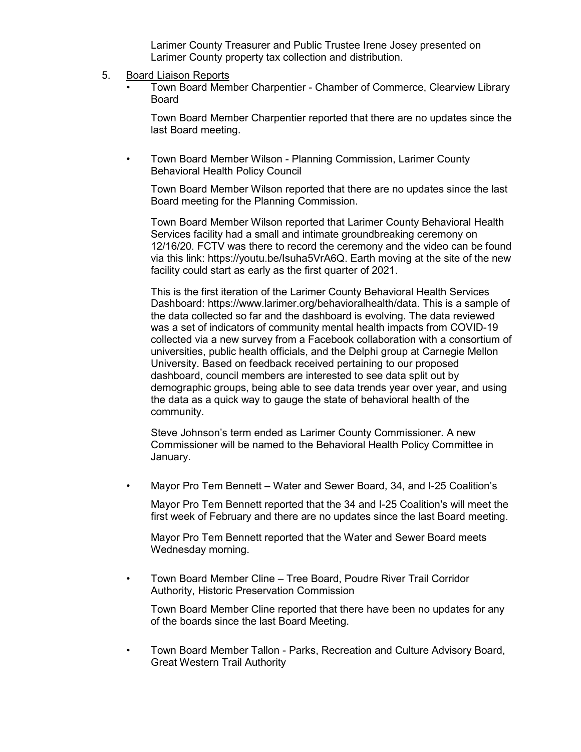Larimer County Treasurer and Public Trustee Irene Josey presented on Larimer County property tax collection and distribution.

5. Board Liaison Reports

- Town Board Member Charpentier - Chamber of Commerce, Clearview Library Board

  Town Board Member Charpentier reported that there are no updates since the last Board meeting.

- Town Board Member Wilson - Planning Commission, Larimer County Behavioral Health Policy Council

  Town Board Member Wilson reported that there are no updates since the last Board meeting for the Planning Commission.

  Town Board Member Wilson reported that Larimer County Behavioral Health Services facility had a small and intimate groundbreaking ceremony on 12/16/20. FCTV was there to record the ceremony and the video can be found via this link: https://youtu.be/Isuha5VrA6Q. Earth moving at the site of the new facility could start as early as the first quarter of 2021.

  This is the first iteration of the Larimer County Behavioral Health Services Dashboard: https://www.larimer.org/behavioralhealth/data. This is a sample of the data collected so far and the dashboard is evolving. The data reviewed was a set of indicators of community mental health impacts from COVID-19 collected via a new survey from a Facebook collaboration with a consortium of universities, public health officials, and the Delphi group at Carnegie Mellon University. Based on feedback received pertaining to our proposed dashboard, council members are interested to see data split out by demographic groups, being able to see data trends year over year, and using the data as a quick way to gauge the state of behavioral health of the community.

  Steve Johnson's term ended as Larimer County Commissioner. A new Commissioner will be named to the Behavioral Health Policy Committee in January.

- Mayor Pro Tem Bennett – Water and Sewer Board, 34, and I-25 Coalition's

  Mayor Pro Tem Bennett reported that the 34 and I-25 Coalition's will meet the first week of February and there are no updates since the last Board meeting.

  Mayor Pro Tem Bennett reported that the Water and Sewer Board meets Wednesday morning.

- Town Board Member Cline – Tree Board, Poudre River Trail Corridor Authority, Historic Preservation Commission

  Town Board Member Cline reported that there have been no updates for any of the boards since the last Board Meeting.

- Town Board Member Tallon - Parks, Recreation and Culture Advisory Board, Great Western Trail Authority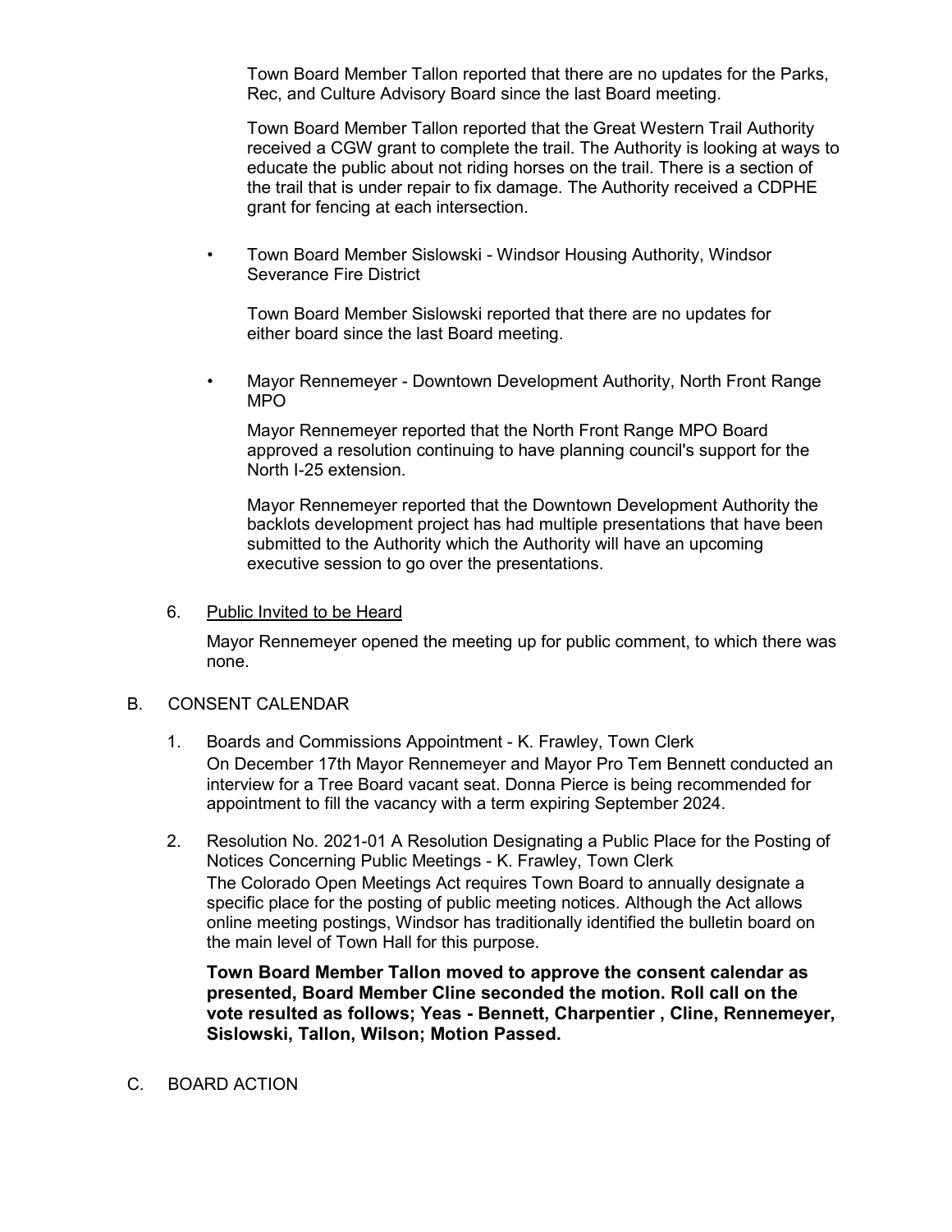Town Board Member Tallon reported that there are no updates for the Parks, Rec, and Culture Advisory Board since the last Board meeting.

Town Board Member Tallon reported that the Great Western Trail Authority received a CGW grant to complete the trail. The Authority is looking at ways to educate the public about not riding horses on the trail. There is a section of the trail that is under repair to fix damage. The Authority received a CDPHE grant for fencing at each intersection.

- Town Board Member Sislowski - Windsor Housing Authority, Windsor Severance Fire District

  Town Board Member Sislowski reported that there are no updates for either board since the last Board meeting.

- Mayor Rennemeyer - Downtown Development Authority, North Front Range MPO

  Mayor Rennemeyer reported that the North Front Range MPO Board approved a resolution continuing to have planning council's support for the North I-25 extension.

  Mayor Rennemeyer reported that the Downtown Development Authority the backlots development project has had multiple presentations that have been submitted to the Authority which the Authority will have an upcoming executive session to go over the presentations.

6. Public Invited to be Heard

   Mayor Rennemeyer opened the meeting up for public comment, to which there was none.

B. CONSENT CALENDAR

1. Boards and Commissions Appointment - K. Frawley, Town Clerk
   On December 17th Mayor Rennemeyer and Mayor Pro Tem Bennett conducted an interview for a Tree Board vacant seat. Donna Pierce is being recommended for appointment to fill the vacancy with a term expiring September 2024.

2. Resolution No. 2021-01 A Resolution Designating a Public Place for the Posting of Notices Concerning Public Meetings - K. Frawley, Town Clerk
   The Colorado Open Meetings Act requires Town Board to annually designate a specific place for the posting of public meeting notices. Although the Act allows online meeting postings, Windsor has traditionally identified the bulletin board on the main level of Town Hall for this purpose.

   **Town Board Member Tallon moved to approve the consent calendar as presented, Board Member Cline seconded the motion. Roll call on the vote resulted as follows; Yeas - Bennett, Charpentier , Cline, Rennemeyer, Sislowski, Tallon, Wilson; Motion Passed.**

C. BOARD ACTION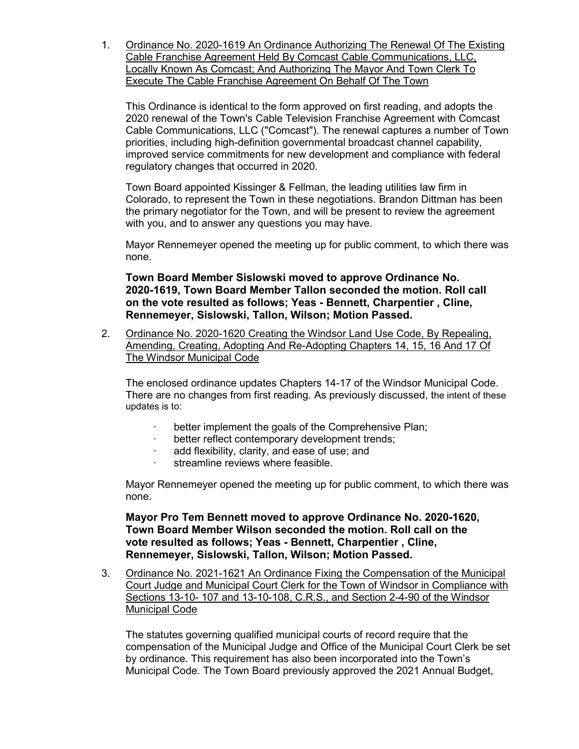1. Ordinance No. 2020-1619 An Ordinance Authorizing The Renewal Of The Existing Cable Franchise Agreement Held By Comcast Cable Communications, LLC, Locally Known As Comcast; And Authorizing The Mayor And Town Clerk To Execute The Cable Franchise Agreement On Behalf Of The Town

   This Ordinance is identical to the form approved on first reading, and adopts the 2020 renewal of the Town's Cable Television Franchise Agreement with Comcast Cable Communications, LLC ("Comcast"). The renewal captures a number of Town priorities, including high-definition governmental broadcast channel capability, improved service commitments for new development and compliance with federal regulatory changes that occurred in 2020.

   Town Board appointed Kissinger & Fellman, the leading utilities law firm in Colorado, to represent the Town in these negotiations. Brandon Dittman has been the primary negotiator for the Town, and will be present to review the agreement with you, and to answer any questions you may have.

   Mayor Rennemeyer opened the meeting up for public comment, to which there was none.

   **Town Board Member Sislowski moved to approve Ordinance No. 2020-1619, Town Board Member Tallon seconded the motion. Roll call on the vote resulted as follows; Yeas - Bennett, Charpentier , Cline, Rennemeyer, Sislowski, Tallon, Wilson; Motion Passed.**

2. Ordinance No. 2020-1620 Creating the Windsor Land Use Code, By Repealing, Amending, Creating, Adopting And Re-Adopting Chapters 14, 15, 16 And 17 Of The Windsor Municipal Code

   The enclosed ordinance updates Chapters 14-17 of the Windsor Municipal Code. There are no changes from first reading. As previously discussed, the intent of these updates is to:

   - better implement the goals of the Comprehensive Plan;
   - better reflect contemporary development trends;
   - add flexibility, clarity, and ease of use; and
   - streamline reviews where feasible.

   Mayor Rennemeyer opened the meeting up for public comment, to which there was none.

   **Mayor Pro Tem Bennett moved to approve Ordinance No. 2020-1620, Town Board Member Wilson seconded the motion. Roll call on the vote resulted as follows; Yeas - Bennett, Charpentier , Cline, Rennemeyer, Sislowski, Tallon, Wilson; Motion Passed.**

3. Ordinance No. 2021-1621 An Ordinance Fixing the Compensation of the Municipal Court Judge and Municipal Court Clerk for the Town of Windsor in Compliance with Sections 13-10- 107 and 13-10-108, C.R.S., and Section 2-4-90 of the Windsor Municipal Code

   The statutes governing qualified municipal courts of record require that the compensation of the Municipal Judge and Office of the Municipal Court Clerk be set by ordinance. This requirement has also been incorporated into the Town's Municipal Code. The Town Board previously approved the 2021 Annual Budget,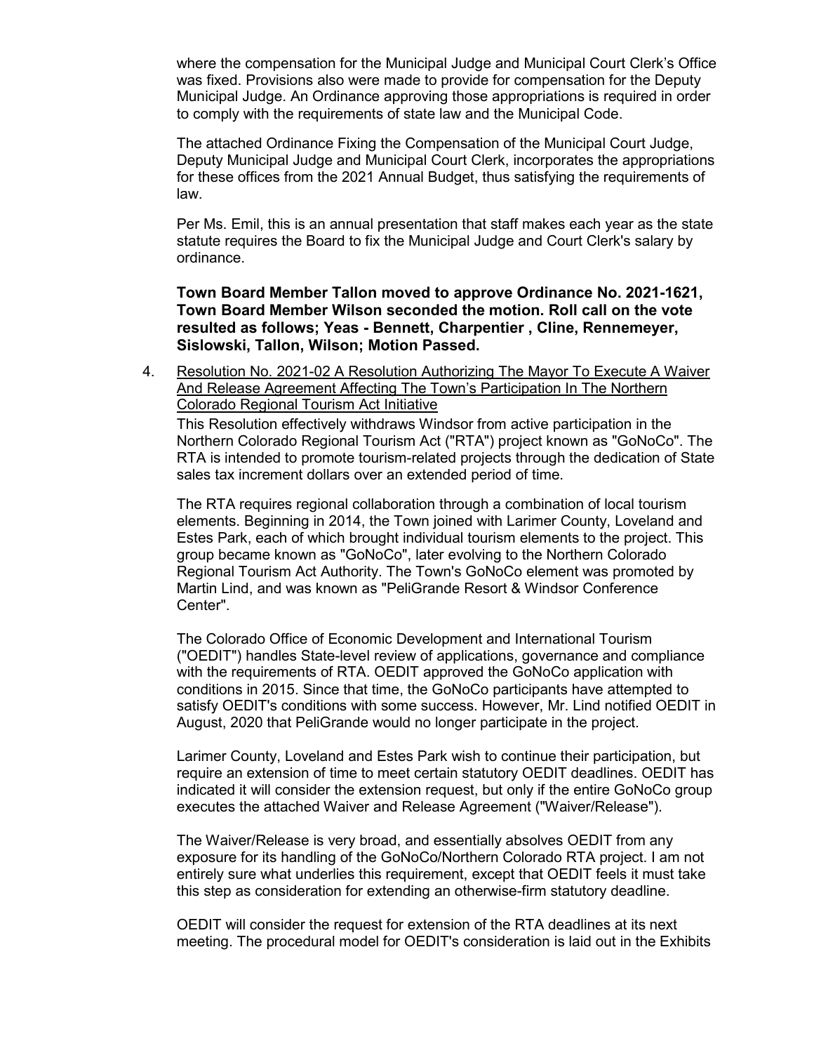where the compensation for the Municipal Judge and Municipal Court Clerk's Office was fixed. Provisions also were made to provide for compensation for the Deputy Municipal Judge. An Ordinance approving those appropriations is required in order to comply with the requirements of state law and the Municipal Code.

The attached Ordinance Fixing the Compensation of the Municipal Court Judge, Deputy Municipal Judge and Municipal Court Clerk, incorporates the appropriations for these offices from the 2021 Annual Budget, thus satisfying the requirements of law.

Per Ms. Emil, this is an annual presentation that staff makes each year as the state statute requires the Board to fix the Municipal Judge and Court Clerk's salary by ordinance.

**Town Board Member Tallon moved to approve Ordinance No. 2021-1621, Town Board Member Wilson seconded the motion. Roll call on the vote resulted as follows; Yeas - Bennett, Charpentier , Cline, Rennemeyer, Sislowski, Tallon, Wilson; Motion Passed.**

4. Resolution No. 2021-02 A Resolution Authorizing The Mayor To Execute A Waiver And Release Agreement Affecting The Town's Participation In The Northern Colorado Regional Tourism Act Initiative

   This Resolution effectively withdraws Windsor from active participation in the Northern Colorado Regional Tourism Act ("RTA") project known as "GoNoCo". The RTA is intended to promote tourism-related projects through the dedication of State sales tax increment dollars over an extended period of time.

   The RTA requires regional collaboration through a combination of local tourism elements. Beginning in 2014, the Town joined with Larimer County, Loveland and Estes Park, each of which brought individual tourism elements to the project. This group became known as "GoNoCo", later evolving to the Northern Colorado Regional Tourism Act Authority. The Town's GoNoCo element was promoted by Martin Lind, and was known as "PeliGrande Resort & Windsor Conference Center".

   The Colorado Office of Economic Development and International Tourism ("OEDIT") handles State-level review of applications, governance and compliance with the requirements of RTA. OEDIT approved the GoNoCo application with conditions in 2015. Since that time, the GoNoCo participants have attempted to satisfy OEDIT's conditions with some success. However, Mr. Lind notified OEDIT in August, 2020 that PeliGrande would no longer participate in the project.

   Larimer County, Loveland and Estes Park wish to continue their participation, but require an extension of time to meet certain statutory OEDIT deadlines. OEDIT has indicated it will consider the extension request, but only if the entire GoNoCo group executes the attached Waiver and Release Agreement ("Waiver/Release").

   The Waiver/Release is very broad, and essentially absolves OEDIT from any exposure for its handling of the GoNoCo/Northern Colorado RTA project. I am not entirely sure what underlies this requirement, except that OEDIT feels it must take this step as consideration for extending an otherwise-firm statutory deadline.

   OEDIT will consider the request for extension of the RTA deadlines at its next meeting. The procedural model for OEDIT's consideration is laid out in the Exhibits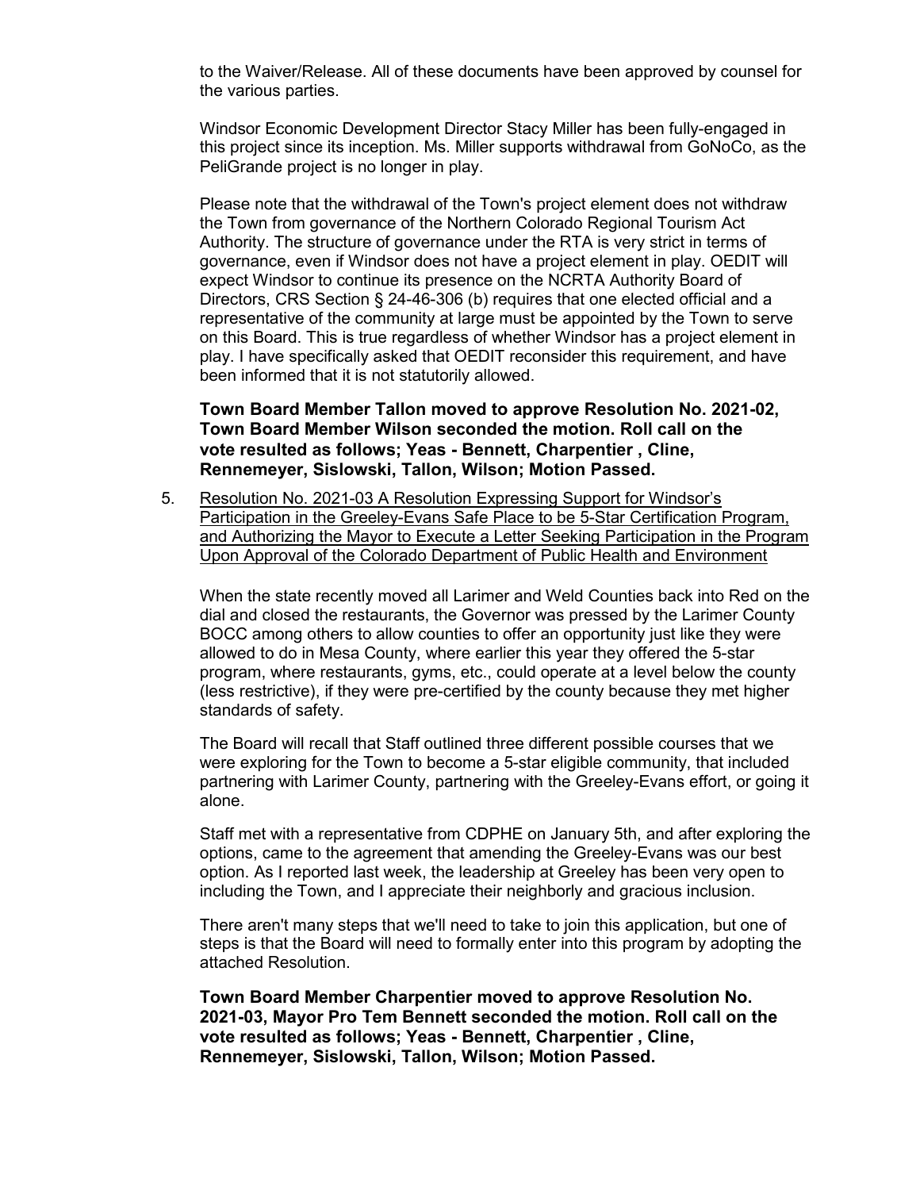to the Waiver/Release. All of these documents have been approved by counsel for the various parties.

Windsor Economic Development Director Stacy Miller has been fully-engaged in this project since its inception. Ms. Miller supports withdrawal from GoNoCo, as the PeliGrande project is no longer in play.

Please note that the withdrawal of the Town's project element does not withdraw the Town from governance of the Northern Colorado Regional Tourism Act Authority. The structure of governance under the RTA is very strict in terms of governance, even if Windsor does not have a project element in play. OEDIT will expect Windsor to continue its presence on the NCRTA Authority Board of Directors, CRS Section § 24-46-306 (b) requires that one elected official and a representative of the community at large must be appointed by the Town to serve on this Board. This is true regardless of whether Windsor has a project element in play. I have specifically asked that OEDIT reconsider this requirement, and have been informed that it is not statutorily allowed.

**Town Board Member Tallon moved to approve Resolution No. 2021-02, Town Board Member Wilson seconded the motion. Roll call on the vote resulted as follows; Yeas - Bennett, Charpentier , Cline, Rennemeyer, Sislowski, Tallon, Wilson; Motion Passed.**

5. Resolution No. 2021-03 A Resolution Expressing Support for Windsor's Participation in the Greeley-Evans Safe Place to be 5-Star Certification Program, and Authorizing the Mayor to Execute a Letter Seeking Participation in the Program Upon Approval of the Colorado Department of Public Health and Environment

   When the state recently moved all Larimer and Weld Counties back into Red on the dial and closed the restaurants, the Governor was pressed by the Larimer County BOCC among others to allow counties to offer an opportunity just like they were allowed to do in Mesa County, where earlier this year they offered the 5-star program, where restaurants, gyms, etc., could operate at a level below the county (less restrictive), if they were pre-certified by the county because they met higher standards of safety.

   The Board will recall that Staff outlined three different possible courses that we were exploring for the Town to become a 5-star eligible community, that included partnering with Larimer County, partnering with the Greeley-Evans effort, or going it alone.

   Staff met with a representative from CDPHE on January 5th, and after exploring the options, came to the agreement that amending the Greeley-Evans was our best option. As I reported last week, the leadership at Greeley has been very open to including the Town, and I appreciate their neighborly and gracious inclusion.

   There aren't many steps that we'll need to take to join this application, but one of steps is that the Board will need to formally enter into this program by adopting the attached Resolution.

   **Town Board Member Charpentier moved to approve Resolution No. 2021-03, Mayor Pro Tem Bennett seconded the motion. Roll call on the vote resulted as follows; Yeas - Bennett, Charpentier , Cline, Rennemeyer, Sislowski, Tallon, Wilson; Motion Passed.**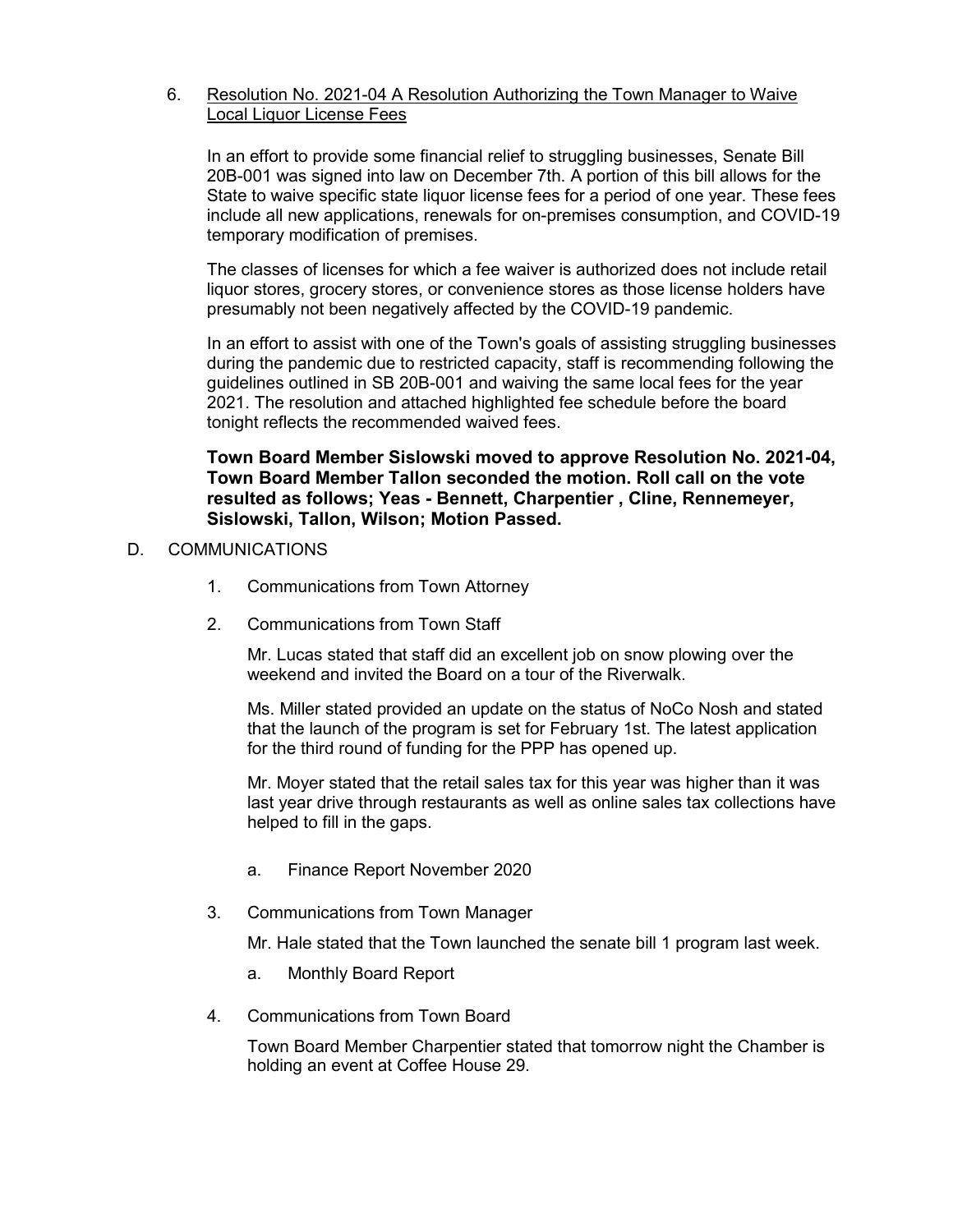6. Resolution No. 2021-04 A Resolution Authorizing the Town Manager to Waive Local Liquor License Fees

   In an effort to provide some financial relief to struggling businesses, Senate Bill 20B-001 was signed into law on December 7th. A portion of this bill allows for the State to waive specific state liquor license fees for a period of one year. These fees include all new applications, renewals for on-premises consumption, and COVID-19 temporary modification of premises.

   The classes of licenses for which a fee waiver is authorized does not include retail liquor stores, grocery stores, or convenience stores as those license holders have presumably not been negatively affected by the COVID-19 pandemic.

   In an effort to assist with one of the Town's goals of assisting struggling businesses during the pandemic due to restricted capacity, staff is recommending following the guidelines outlined in SB 20B-001 and waiving the same local fees for the year 2021. The resolution and attached highlighted fee schedule before the board tonight reflects the recommended waived fees.

   **Town Board Member Sislowski moved to approve Resolution No. 2021-04, Town Board Member Tallon seconded the motion. Roll call on the vote resulted as follows; Yeas - Bennett, Charpentier , Cline, Rennemeyer, Sislowski, Tallon, Wilson; Motion Passed.**

D. COMMUNICATIONS

1. Communications from Town Attorney

2. Communications from Town Staff

   Mr. Lucas stated that staff did an excellent job on snow plowing over the weekend and invited the Board on a tour of the Riverwalk.

   Ms. Miller stated provided an update on the status of NoCo Nosh and stated that the launch of the program is set for February 1st. The latest application for the third round of funding for the PPP has opened up.

   Mr. Moyer stated that the retail sales tax for this year was higher than it was last year drive through restaurants as well as online sales tax collections have helped to fill in the gaps.

   a. Finance Report November 2020

3. Communications from Town Manager

   Mr. Hale stated that the Town launched the senate bill 1 program last week.

   a. Monthly Board Report

4. Communications from Town Board

   Town Board Member Charpentier stated that tomorrow night the Chamber is holding an event at Coffee House 29.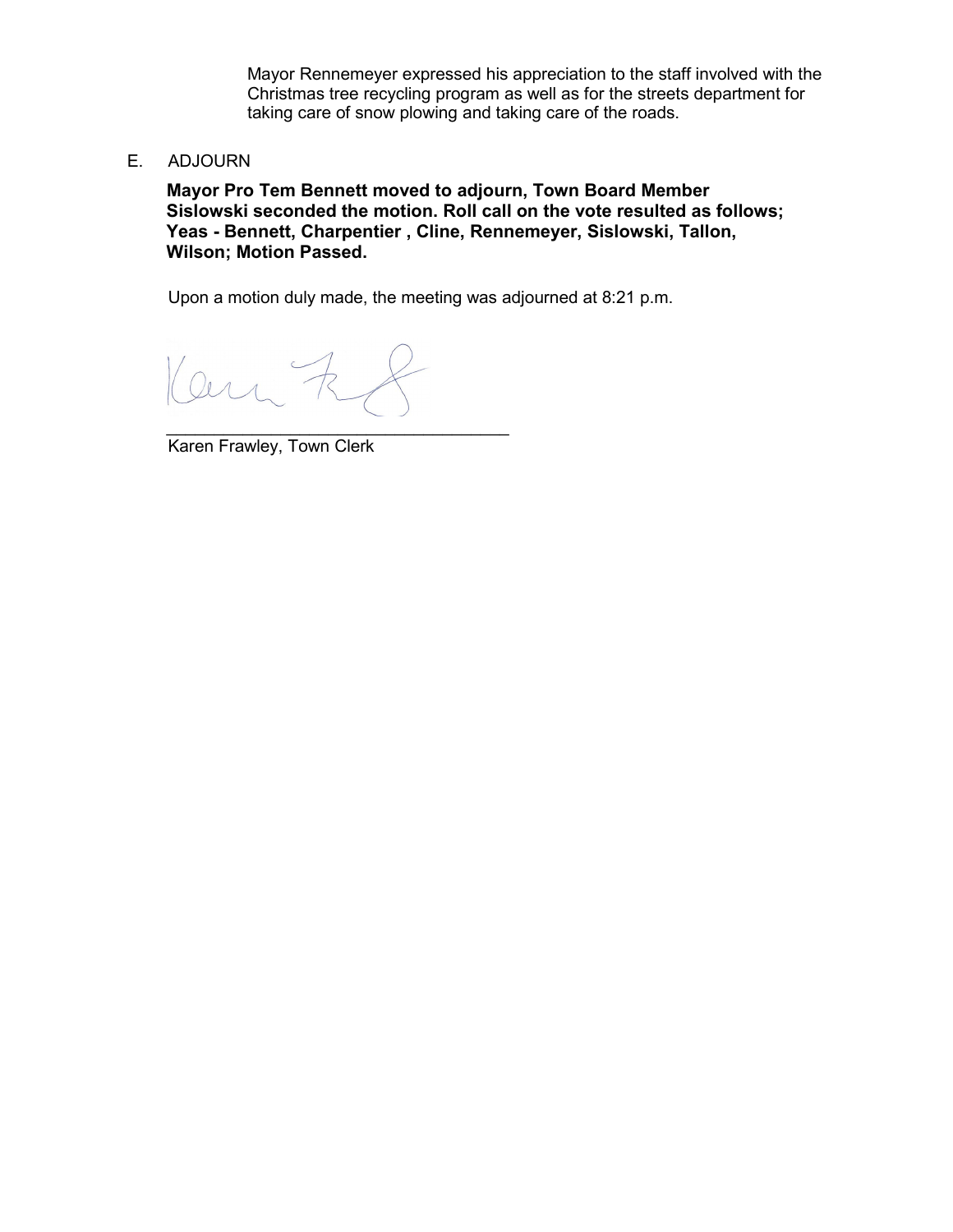Mayor Rennemeyer expressed his appreciation to the staff involved with the Christmas tree recycling program as well as for the streets department for taking care of snow plowing and taking care of the roads.

E. ADJOURN

**Mayor Pro Tem Bennett moved to adjourn, Town Board Member Sislowski seconded the motion. Roll call on the vote resulted as follows; Yeas - Bennett, Charpentier , Cline, Rennemeyer, Sislowski, Tallon, Wilson; Motion Passed.**

Upon a motion duly made, the meeting was adjourned at 8:21 p.m.

\_\_\_\_\_\_\_\_\_\_\_\_\_\_\_\_\_\_\_\_\_\_\_\_\_\_\_\_\_\_\_\_\_\_\_\_

Karen Frawley, Town Clerk